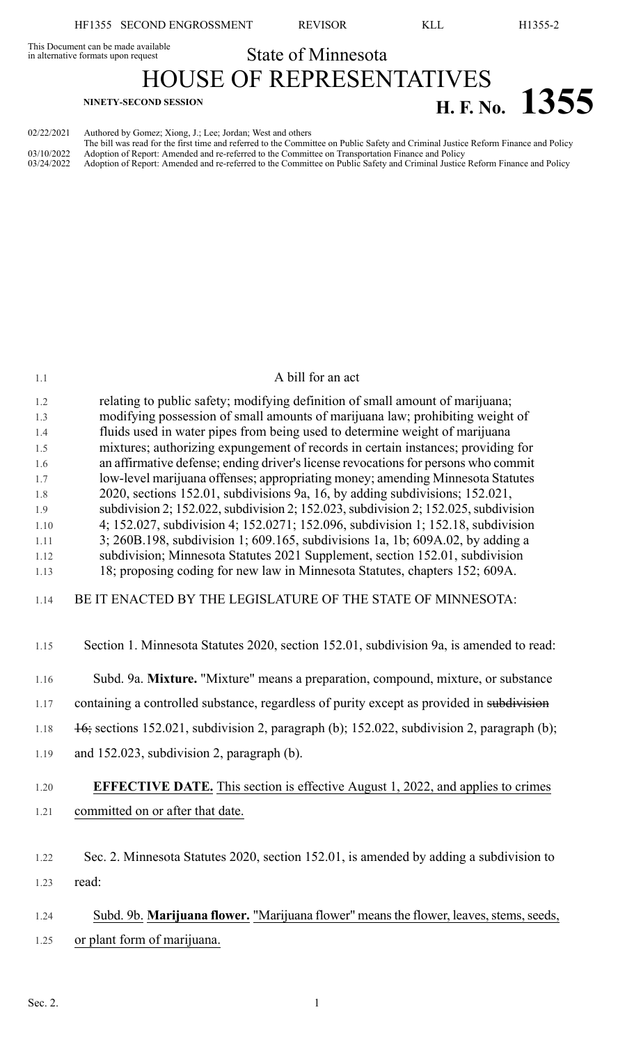This Document can be made available in alternative formats upon request

State of Minnesota

# HOUSE OF REPRESENTATIVES

**NINETY-SECOND SESSION**

# H. F. No. 1355

02/22/2021 Authored by Gomez; Xiong, J.; Lee; Jordan; West and others
The bill was read for the first time and referred to the Committee on Public Safety and Criminal Justice Reform Finance and Policy
03/10/2022 Adoption of Report: Amended and re-referred to the Committee on Transportation Finance and Policy
03/24/2022 Adoption of Report: Amended and re-referred to the Committee on Public Safety and Criminal Justice Reform Finance and Policy

A bill for an act

relating to public safety; modifying definition of small amount of marijuana; modifying possession of small amounts of marijuana law; prohibiting weight of fluids used in water pipes from being used to determine weight of marijuana mixtures; authorizing expungement of records in certain instances; providing for an affirmative defense; ending driver's license revocations for persons who commit low-level marijuana offenses; appropriating money; amending Minnesota Statutes 2020, sections 152.01, subdivisions 9a, 16, by adding subdivisions; 152.021, subdivision 2; 152.022, subdivision 2; 152.023, subdivision 2; 152.025, subdivision 4; 152.027, subdivision 4; 152.0271; 152.096, subdivision 1; 152.18, subdivision 3; 260B.198, subdivision 1; 609.165, subdivisions 1a, 1b; 609A.02, by adding a subdivision; Minnesota Statutes 2021 Supplement, section 152.01, subdivision 18; proposing coding for new law in Minnesota Statutes, chapters 152; 609A.

BE IT ENACTED BY THE LEGISLATURE OF THE STATE OF MINNESOTA:

Section 1. Minnesota Statutes 2020, section 152.01, subdivision 9a, is amended to read:

Subd. 9a. **Mixture.** "Mixture" means a preparation, compound, mixture, or substance containing a controlled substance, regardless of purity except as provided in ~~subdivision 16;~~ sections 152.021, subdivision 2, paragraph (b); 152.022, subdivision 2, paragraph (b); and 152.023, subdivision 2, paragraph (b).

**EFFECTIVE DATE.** This section is effective August 1, 2022, and applies to crimes committed on or after that date.

Sec. 2. Minnesota Statutes 2020, section 152.01, is amended by adding a subdivision to read:

Subd. 9b. **Marijuana flower.** "Marijuana flower" means the flower, leaves, stems, seeds, or plant form of marijuana.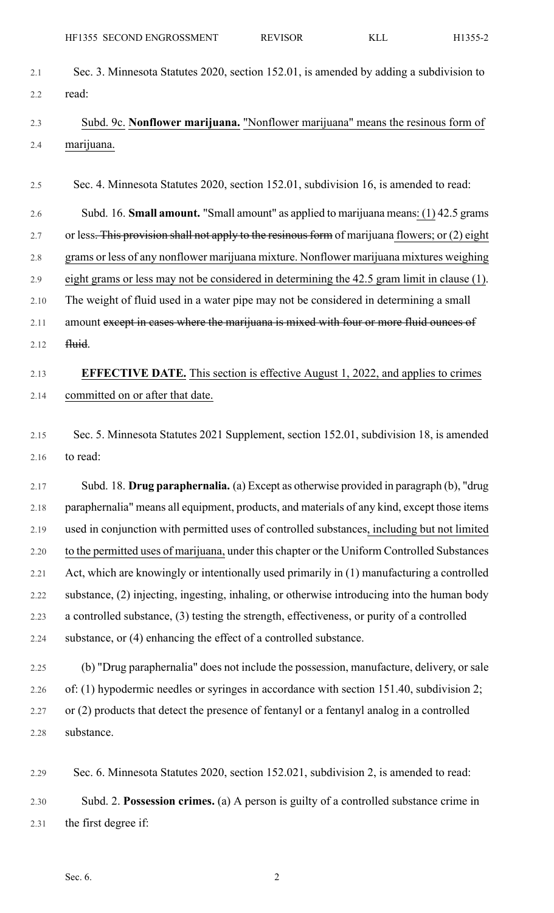Sec. 3. Minnesota Statutes 2020, section 152.01, is amended by adding a subdivision to read:

<u>Subd. 9c.</u> **<u>Nonflower marijuana.</u>** <u>"Nonflower marijuana" means the resinous form of marijuana.</u>

Sec. 4. Minnesota Statutes 2020, section 152.01, subdivision 16, is amended to read:

Subd. 16. **Small amount.** "Small amount" as applied to marijuana means<u>: (1)</u> 42.5 grams or less~~. This provision shall not apply to the resinous form~~ of marijuana <u>flowers; or (2) eight grams or less of any nonflower marijuana mixture. Nonflower marijuana mixtures weighing eight grams or less may not be considered in determining the 42.5 gram limit in clause (1)</u>. The weight of fluid used in a water pipe may not be considered in determining a small amount ~~except in cases where the marijuana is mixed with four or more fluid ounces of fluid~~.

**<u>EFFECTIVE DATE.</u>** <u>This section is effective August 1, 2022, and applies to crimes committed on or after that date.</u>

Sec. 5. Minnesota Statutes 2021 Supplement, section 152.01, subdivision 18, is amended to read:

Subd. 18. **Drug paraphernalia.** (a) Except as otherwise provided in paragraph (b), "drug paraphernalia" means all equipment, products, and materials of any kind, except those items used in conjunction with permitted uses of controlled substances<u>, including but not limited to the permitted uses of marijuana,</u> under this chapter or the Uniform Controlled Substances Act, which are knowingly or intentionally used primarily in (1) manufacturing a controlled substance, (2) injecting, ingesting, inhaling, or otherwise introducing into the human body a controlled substance, (3) testing the strength, effectiveness, or purity of a controlled substance, or (4) enhancing the effect of a controlled substance.

(b) "Drug paraphernalia" does not include the possession, manufacture, delivery, or sale of: (1) hypodermic needles or syringes in accordance with section 151.40, subdivision 2; or (2) products that detect the presence of fentanyl or a fentanyl analog in a controlled substance.

Sec. 6. Minnesota Statutes 2020, section 152.021, subdivision 2, is amended to read:

Subd. 2. **Possession crimes.** (a) A person is guilty of a controlled substance crime in the first degree if: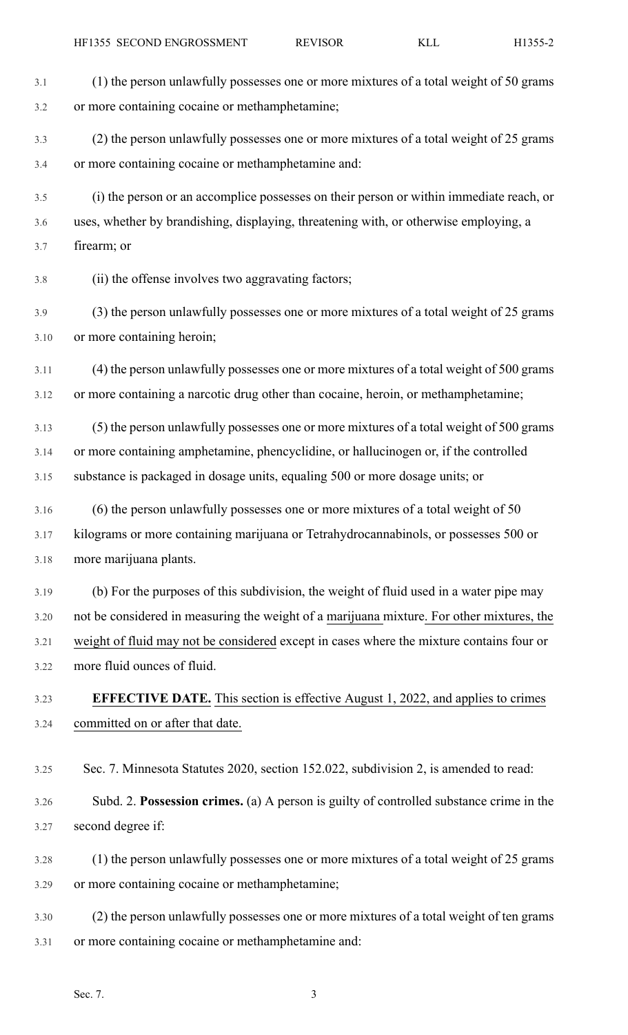(1) the person unlawfully possesses one or more mixtures of a total weight of 50 grams or more containing cocaine or methamphetamine;

(2) the person unlawfully possesses one or more mixtures of a total weight of 25 grams or more containing cocaine or methamphetamine and:

(i) the person or an accomplice possesses on their person or within immediate reach, or uses, whether by brandishing, displaying, threatening with, or otherwise employing, a firearm; or

(ii) the offense involves two aggravating factors;

(3) the person unlawfully possesses one or more mixtures of a total weight of 25 grams or more containing heroin;

(4) the person unlawfully possesses one or more mixtures of a total weight of 500 grams or more containing a narcotic drug other than cocaine, heroin, or methamphetamine;

(5) the person unlawfully possesses one or more mixtures of a total weight of 500 grams or more containing amphetamine, phencyclidine, or hallucinogen or, if the controlled substance is packaged in dosage units, equaling 500 or more dosage units; or

(6) the person unlawfully possesses one or more mixtures of a total weight of 50 kilograms or more containing marijuana or Tetrahydrocannabinols, or possesses 500 or more marijuana plants.

(b) For the purposes of this subdivision, the weight of fluid used in a water pipe may not be considered in measuring the weight of a marijuana mixture. For other mixtures, the weight of fluid may not be considered except in cases where the mixture contains four or more fluid ounces of fluid.

**EFFECTIVE DATE.** This section is effective August 1, 2022, and applies to crimes committed on or after that date.

Sec. 7. Minnesota Statutes 2020, section 152.022, subdivision 2, is amended to read:

Subd. 2. **Possession crimes.** (a) A person is guilty of controlled substance crime in the second degree if:

(1) the person unlawfully possesses one or more mixtures of a total weight of 25 grams or more containing cocaine or methamphetamine;

(2) the person unlawfully possesses one or more mixtures of a total weight of ten grams or more containing cocaine or methamphetamine and: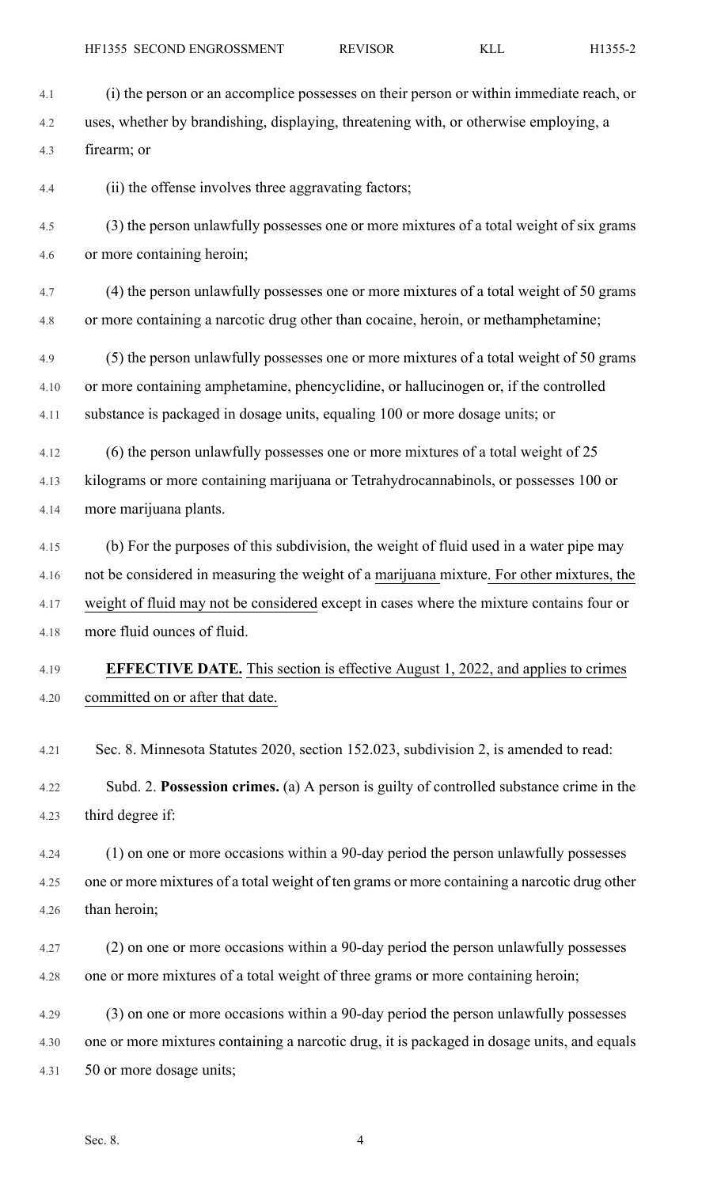(i) the person or an accomplice possesses on their person or within immediate reach, or uses, whether by brandishing, displaying, threatening with, or otherwise employing, a firearm; or

(ii) the offense involves three aggravating factors;

(3) the person unlawfully possesses one or more mixtures of a total weight of six grams or more containing heroin;

(4) the person unlawfully possesses one or more mixtures of a total weight of 50 grams or more containing a narcotic drug other than cocaine, heroin, or methamphetamine;

(5) the person unlawfully possesses one or more mixtures of a total weight of 50 grams or more containing amphetamine, phencyclidine, or hallucinogen or, if the controlled substance is packaged in dosage units, equaling 100 or more dosage units; or

(6) the person unlawfully possesses one or more mixtures of a total weight of 25 kilograms or more containing marijuana or Tetrahydrocannabinols, or possesses 100 or more marijuana plants.

(b) For the purposes of this subdivision, the weight of fluid used in a water pipe may not be considered in measuring the weight of a marijuana mixture. For other mixtures, the weight of fluid may not be considered except in cases where the mixture contains four or more fluid ounces of fluid.

**EFFECTIVE DATE.** This section is effective August 1, 2022, and applies to crimes committed on or after that date.

Sec. 8. Minnesota Statutes 2020, section 152.023, subdivision 2, is amended to read:

Subd. 2. **Possession crimes.** (a) A person is guilty of controlled substance crime in the third degree if:

(1) on one or more occasions within a 90-day period the person unlawfully possesses one or more mixtures of a total weight of ten grams or more containing a narcotic drug other than heroin;

(2) on one or more occasions within a 90-day period the person unlawfully possesses one or more mixtures of a total weight of three grams or more containing heroin;

(3) on one or more occasions within a 90-day period the person unlawfully possesses one or more mixtures containing a narcotic drug, it is packaged in dosage units, and equals 50 or more dosage units;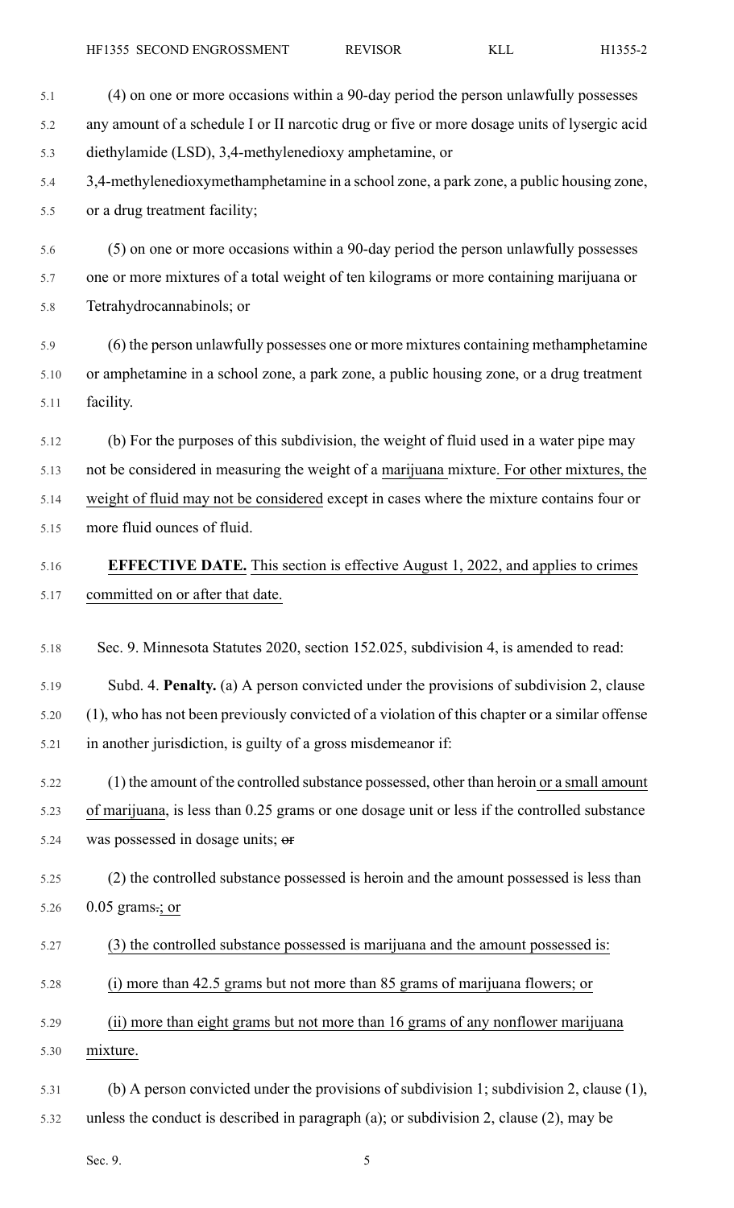(4) on one or more occasions within a 90-day period the person unlawfully possesses any amount of a schedule I or II narcotic drug or five or more dosage units of lysergic acid diethylamide (LSD), 3,4-methylenedioxy amphetamine, or 3,4-methylenedioxymethamphetamine in a school zone, a park zone, a public housing zone, or a drug treatment facility;

(5) on one or more occasions within a 90-day period the person unlawfully possesses one or more mixtures of a total weight of ten kilograms or more containing marijuana or Tetrahydrocannabinols; or

(6) the person unlawfully possesses one or more mixtures containing methamphetamine or amphetamine in a school zone, a park zone, a public housing zone, or a drug treatment facility.

(b) For the purposes of this subdivision, the weight of fluid used in a water pipe may not be considered in measuring the weight of a marijuana mixture. For other mixtures, the weight of fluid may not be considered except in cases where the mixture contains four or more fluid ounces of fluid.

**EFFECTIVE DATE.** This section is effective August 1, 2022, and applies to crimes committed on or after that date.

Sec. 9. Minnesota Statutes 2020, section 152.025, subdivision 4, is amended to read:

Subd. 4. **Penalty.** (a) A person convicted under the provisions of subdivision 2, clause (1), who has not been previously convicted of a violation of this chapter or a similar offense in another jurisdiction, is guilty of a gross misdemeanor if:

(1) the amount of the controlled substance possessed, other than heroin or a small amount of marijuana, is less than 0.25 grams or one dosage unit or less if the controlled substance was possessed in dosage units; ~~or~~

(2) the controlled substance possessed is heroin and the amount possessed is less than 0.05 grams~~.~~; or

(3) the controlled substance possessed is marijuana and the amount possessed is:

(i) more than 42.5 grams but not more than 85 grams of marijuana flowers; or

(ii) more than eight grams but not more than 16 grams of any nonflower marijuana mixture.

(b) A person convicted under the provisions of subdivision 1; subdivision 2, clause (1), unless the conduct is described in paragraph (a); or subdivision 2, clause (2), may be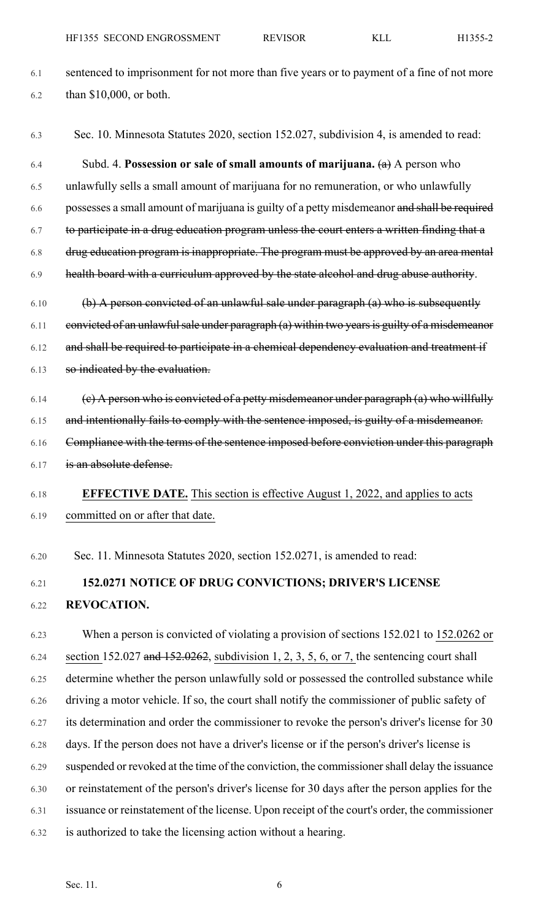sentenced to imprisonment for not more than five years or to payment of a fine of not more than $10,000, or both.

Sec. 10. Minnesota Statutes 2020, section 152.027, subdivision 4, is amended to read:

Subd. 4. **Possession or sale of small amounts of marijuana.** ~~(a)~~ A person who unlawfully sells a small amount of marijuana for no remuneration, or who unlawfully possesses a small amount of marijuana is guilty of a petty misdemeanor ~~and shall be required to participate in a drug education program unless the court enters a written finding that a drug education program is inappropriate. The program must be approved by an area mental health board with a curriculum approved by the state alcohol and drug abuse authority~~.

~~(b) A person convicted of an unlawful sale under paragraph (a) who is subsequently convicted of an unlawful sale under paragraph (a) within two years is guilty of a misdemeanor and shall be required to participate in a chemical dependency evaluation and treatment if so indicated by the evaluation.~~

~~(c) A person who is convicted of a petty misdemeanor under paragraph (a) who willfully and intentionally fails to comply with the sentence imposed, is guilty of a misdemeanor. Compliance with the terms of the sentence imposed before conviction under this paragraph is an absolute defense.~~

**EFFECTIVE DATE.** This section is effective August 1, 2022, and applies to acts committed on or after that date.

Sec. 11. Minnesota Statutes 2020, section 152.0271, is amended to read:

**152.0271 NOTICE OF DRUG CONVICTIONS; DRIVER'S LICENSE REVOCATION.**

When a person is convicted of violating a provision of sections 152.021 to 152.0262 or section 152.027 ~~and 152.0262~~, subdivision 1, 2, 3, 5, 6, or 7, the sentencing court shall determine whether the person unlawfully sold or possessed the controlled substance while driving a motor vehicle. If so, the court shall notify the commissioner of public safety of its determination and order the commissioner to revoke the person's driver's license for 30 days. If the person does not have a driver's license or if the person's driver's license is suspended or revoked at the time of the conviction, the commissioner shall delay the issuance or reinstatement of the person's driver's license for 30 days after the person applies for the issuance or reinstatement of the license. Upon receipt of the court's order, the commissioner is authorized to take the licensing action without a hearing.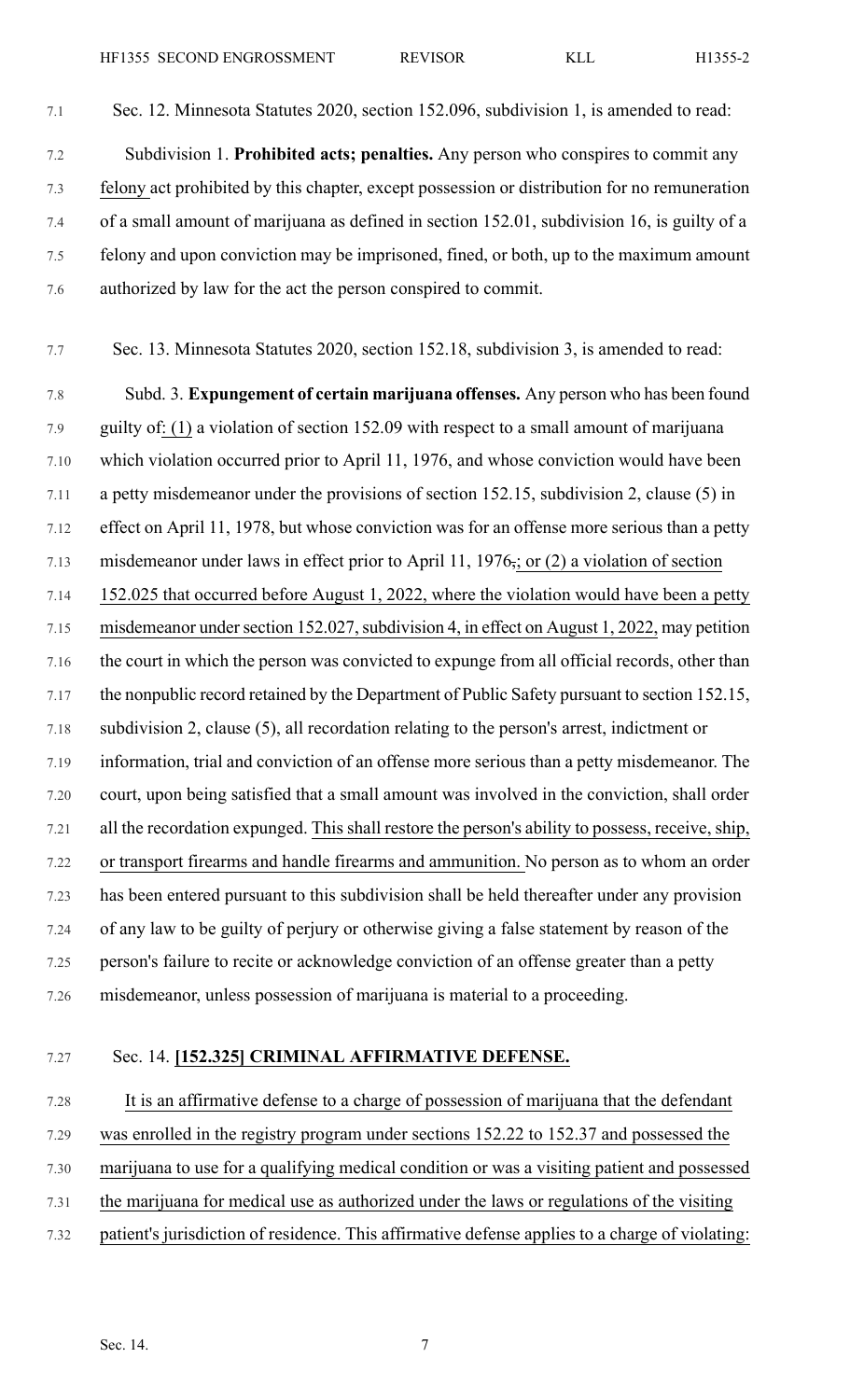Sec. 12. Minnesota Statutes 2020, section 152.096, subdivision 1, is amended to read:

Subdivision 1. **Prohibited acts; penalties.** Any person who conspires to commit any felony act prohibited by this chapter, except possession or distribution for no remuneration of a small amount of marijuana as defined in section 152.01, subdivision 16, is guilty of a felony and upon conviction may be imprisoned, fined, or both, up to the maximum amount authorized by law for the act the person conspired to commit.

Sec. 13. Minnesota Statutes 2020, section 152.18, subdivision 3, is amended to read:

Subd. 3. **Expungement of certain marijuana offenses.** Any person who has been found guilty of: (1) a violation of section 152.09 with respect to a small amount of marijuana which violation occurred prior to April 11, 1976, and whose conviction would have been a petty misdemeanor under the provisions of section 152.15, subdivision 2, clause (5) in effect on April 11, 1978, but whose conviction was for an offense more serious than a petty misdemeanor under laws in effect prior to April 11, 1976,; or (2) a violation of section 152.025 that occurred before August 1, 2022, where the violation would have been a petty misdemeanor under section 152.027, subdivision 4, in effect on August 1, 2022, may petition the court in which the person was convicted to expunge from all official records, other than the nonpublic record retained by the Department of Public Safety pursuant to section 152.15, subdivision 2, clause (5), all recordation relating to the person's arrest, indictment or information, trial and conviction of an offense more serious than a petty misdemeanor. The court, upon being satisfied that a small amount was involved in the conviction, shall order all the recordation expunged. This shall restore the person's ability to possess, receive, ship, or transport firearms and handle firearms and ammunition. No person as to whom an order has been entered pursuant to this subdivision shall be held thereafter under any provision of any law to be guilty of perjury or otherwise giving a false statement by reason of the person's failure to recite or acknowledge conviction of an offense greater than a petty misdemeanor, unless possession of marijuana is material to a proceeding.

Sec. 14. **[152.325] CRIMINAL AFFIRMATIVE DEFENSE.**

It is an affirmative defense to a charge of possession of marijuana that the defendant was enrolled in the registry program under sections 152.22 to 152.37 and possessed the marijuana to use for a qualifying medical condition or was a visiting patient and possessed the marijuana for medical use as authorized under the laws or regulations of the visiting patient's jurisdiction of residence. This affirmative defense applies to a charge of violating: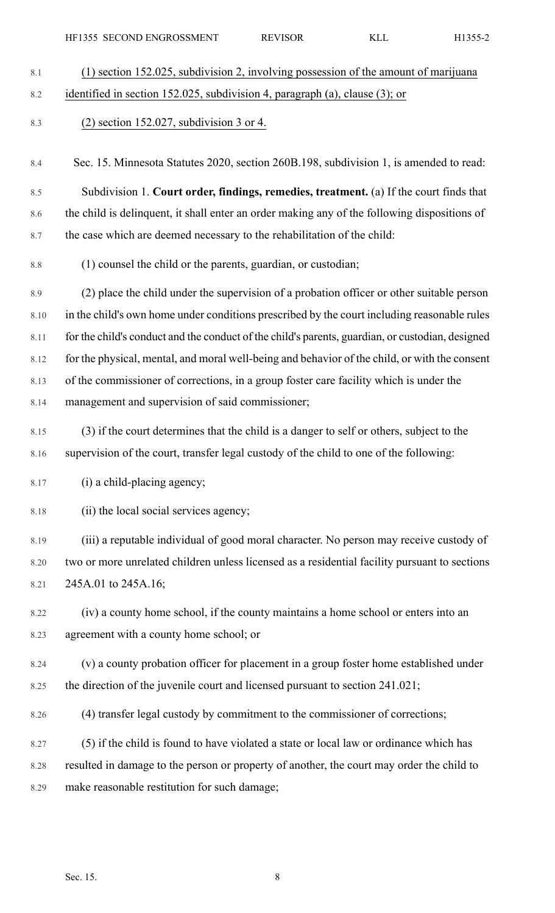(1) section 152.025, subdivision 2, involving possession of the amount of marijuana identified in section 152.025, subdivision 4, paragraph (a), clause (3); or

(2) section 152.027, subdivision 3 or 4.

Sec. 15. Minnesota Statutes 2020, section 260B.198, subdivision 1, is amended to read:

Subdivision 1. **Court order, findings, remedies, treatment.** (a) If the court finds that the child is delinquent, it shall enter an order making any of the following dispositions of the case which are deemed necessary to the rehabilitation of the child:

(1) counsel the child or the parents, guardian, or custodian;

(2) place the child under the supervision of a probation officer or other suitable person in the child's own home under conditions prescribed by the court including reasonable rules for the child's conduct and the conduct of the child's parents, guardian, or custodian, designed for the physical, mental, and moral well-being and behavior of the child, or with the consent of the commissioner of corrections, in a group foster care facility which is under the management and supervision of said commissioner;

(3) if the court determines that the child is a danger to self or others, subject to the supervision of the court, transfer legal custody of the child to one of the following:

(i) a child-placing agency;

(ii) the local social services agency;

(iii) a reputable individual of good moral character. No person may receive custody of two or more unrelated children unless licensed as a residential facility pursuant to sections 245A.01 to 245A.16;

(iv) a county home school, if the county maintains a home school or enters into an agreement with a county home school; or

(v) a county probation officer for placement in a group foster home established under the direction of the juvenile court and licensed pursuant to section 241.021;

(4) transfer legal custody by commitment to the commissioner of corrections;

(5) if the child is found to have violated a state or local law or ordinance which has resulted in damage to the person or property of another, the court may order the child to make reasonable restitution for such damage;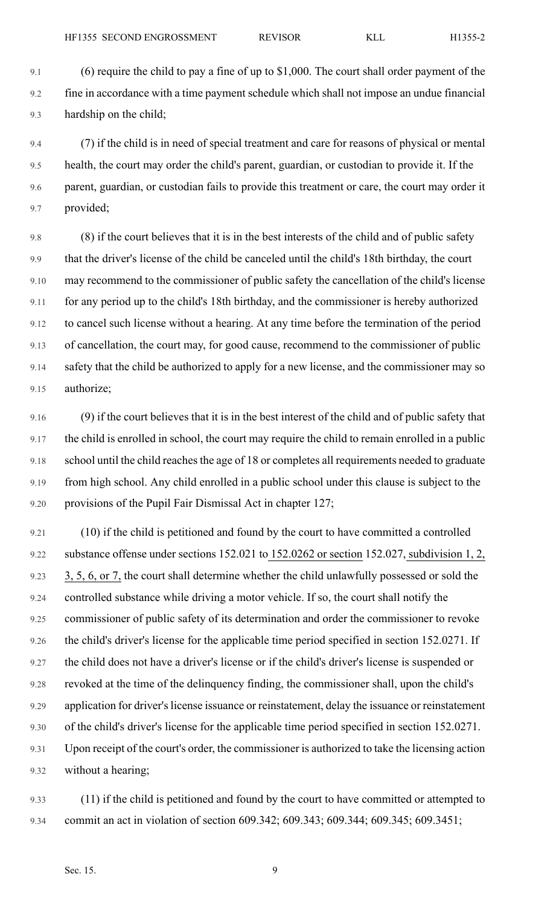(6) require the child to pay a fine of up to $1,000. The court shall order payment of the fine in accordance with a time payment schedule which shall not impose an undue financial hardship on the child;

(7) if the child is in need of special treatment and care for reasons of physical or mental health, the court may order the child's parent, guardian, or custodian to provide it. If the parent, guardian, or custodian fails to provide this treatment or care, the court may order it provided;

(8) if the court believes that it is in the best interests of the child and of public safety that the driver's license of the child be canceled until the child's 18th birthday, the court may recommend to the commissioner of public safety the cancellation of the child's license for any period up to the child's 18th birthday, and the commissioner is hereby authorized to cancel such license without a hearing. At any time before the termination of the period of cancellation, the court may, for good cause, recommend to the commissioner of public safety that the child be authorized to apply for a new license, and the commissioner may so authorize;

(9) if the court believes that it is in the best interest of the child and of public safety that the child is enrolled in school, the court may require the child to remain enrolled in a public school until the child reaches the age of 18 or completes all requirements needed to graduate from high school. Any child enrolled in a public school under this clause is subject to the provisions of the Pupil Fair Dismissal Act in chapter 127;

(10) if the child is petitioned and found by the court to have committed a controlled substance offense under sections 152.021 to 152.0262 or section 152.027, subdivision 1, 2, 3, 5, 6, or 7, the court shall determine whether the child unlawfully possessed or sold the controlled substance while driving a motor vehicle. If so, the court shall notify the commissioner of public safety of its determination and order the commissioner to revoke the child's driver's license for the applicable time period specified in section 152.0271. If the child does not have a driver's license or if the child's driver's license is suspended or revoked at the time of the delinquency finding, the commissioner shall, upon the child's application for driver's license issuance or reinstatement, delay the issuance or reinstatement of the child's driver's license for the applicable time period specified in section 152.0271. Upon receipt of the court's order, the commissioner is authorized to take the licensing action without a hearing;

(11) if the child is petitioned and found by the court to have committed or attempted to commit an act in violation of section 609.342; 609.343; 609.344; 609.345; 609.3451;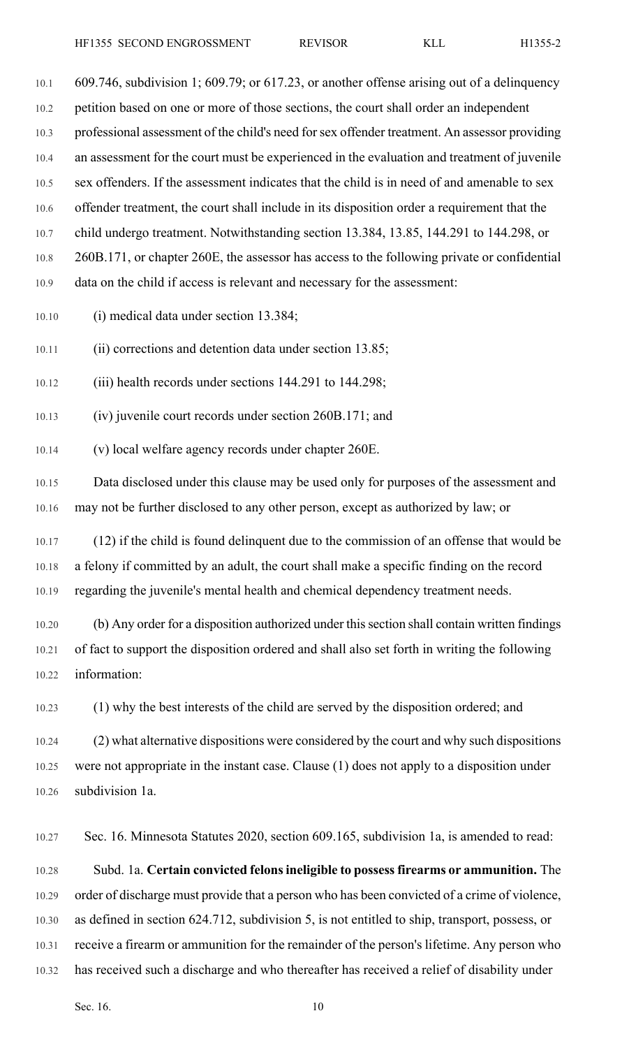609.746, subdivision 1; 609.79; or 617.23, or another offense arising out of a delinquency petition based on one or more of those sections, the court shall order an independent professional assessment of the child's need for sex offender treatment. An assessor providing an assessment for the court must be experienced in the evaluation and treatment of juvenile sex offenders. If the assessment indicates that the child is in need of and amenable to sex offender treatment, the court shall include in its disposition order a requirement that the child undergo treatment. Notwithstanding section 13.384, 13.85, 144.291 to 144.298, or 260B.171, or chapter 260E, the assessor has access to the following private or confidential data on the child if access is relevant and necessary for the assessment:

(i) medical data under section 13.384;

(ii) corrections and detention data under section 13.85;

(iii) health records under sections 144.291 to 144.298;

(iv) juvenile court records under section 260B.171; and

(v) local welfare agency records under chapter 260E.

Data disclosed under this clause may be used only for purposes of the assessment and may not be further disclosed to any other person, except as authorized by law; or

(12) if the child is found delinquent due to the commission of an offense that would be a felony if committed by an adult, the court shall make a specific finding on the record regarding the juvenile's mental health and chemical dependency treatment needs.

(b) Any order for a disposition authorized under this section shall contain written findings of fact to support the disposition ordered and shall also set forth in writing the following information:

(1) why the best interests of the child are served by the disposition ordered; and

(2) what alternative dispositions were considered by the court and why such dispositions were not appropriate in the instant case. Clause (1) does not apply to a disposition under subdivision 1a.

Sec. 16. Minnesota Statutes 2020, section 609.165, subdivision 1a, is amended to read:

Subd. 1a. **Certain convicted felons ineligible to possess firearms or ammunition.** The order of discharge must provide that a person who has been convicted of a crime of violence, as defined in section 624.712, subdivision 5, is not entitled to ship, transport, possess, or receive a firearm or ammunition for the remainder of the person's lifetime. Any person who has received such a discharge and who thereafter has received a relief of disability under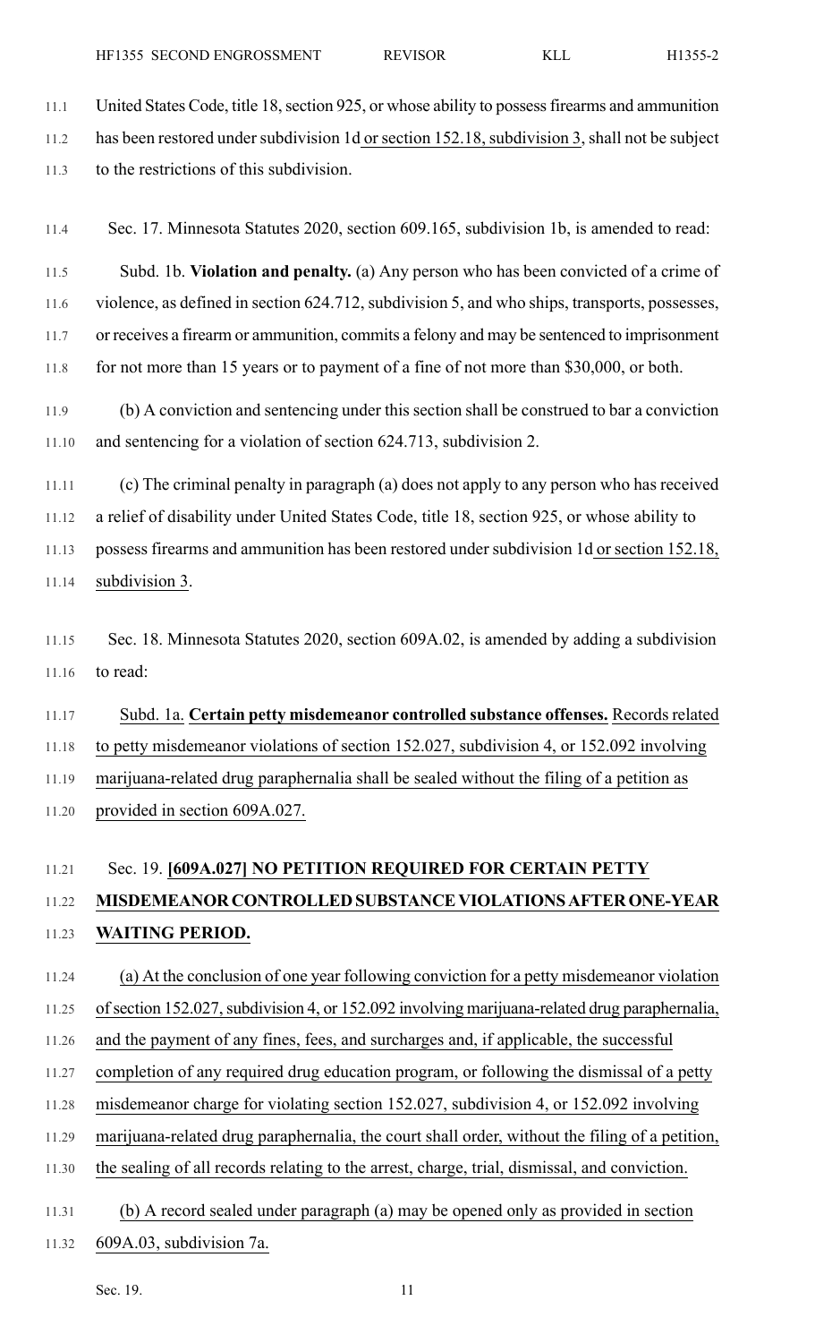United States Code, title 18, section 925, or whose ability to possess firearms and ammunition has been restored under subdivision 1d or section 152.18, subdivision 3, shall not be subject to the restrictions of this subdivision.

Sec. 17. Minnesota Statutes 2020, section 609.165, subdivision 1b, is amended to read:

Subd. 1b. **Violation and penalty.** (a) Any person who has been convicted of a crime of violence, as defined in section 624.712, subdivision 5, and who ships, transports, possesses, or receives a firearm or ammunition, commits a felony and may be sentenced to imprisonment for not more than 15 years or to payment of a fine of not more than $30,000, or both.

(b) A conviction and sentencing under this section shall be construed to bar a conviction and sentencing for a violation of section 624.713, subdivision 2.

(c) The criminal penalty in paragraph (a) does not apply to any person who has received a relief of disability under United States Code, title 18, section 925, or whose ability to possess firearms and ammunition has been restored under subdivision 1d or section 152.18, subdivision 3.

Sec. 18. Minnesota Statutes 2020, section 609A.02, is amended by adding a subdivision to read:

Subd. 1a. **Certain petty misdemeanor controlled substance offenses.** Records related to petty misdemeanor violations of section 152.027, subdivision 4, or 152.092 involving marijuana-related drug paraphernalia shall be sealed without the filing of a petition as provided in section 609A.027.

Sec. 19. **[609A.027] NO PETITION REQUIRED FOR CERTAIN PETTY MISDEMEANOR CONTROLLED SUBSTANCE VIOLATIONS AFTER ONE-YEAR WAITING PERIOD.**

(a) At the conclusion of one year following conviction for a petty misdemeanor violation of section 152.027, subdivision 4, or 152.092 involving marijuana-related drug paraphernalia, and the payment of any fines, fees, and surcharges and, if applicable, the successful completion of any required drug education program, or following the dismissal of a petty misdemeanor charge for violating section 152.027, subdivision 4, or 152.092 involving marijuana-related drug paraphernalia, the court shall order, without the filing of a petition, the sealing of all records relating to the arrest, charge, trial, dismissal, and conviction.

(b) A record sealed under paragraph (a) may be opened only as provided in section 609A.03, subdivision 7a.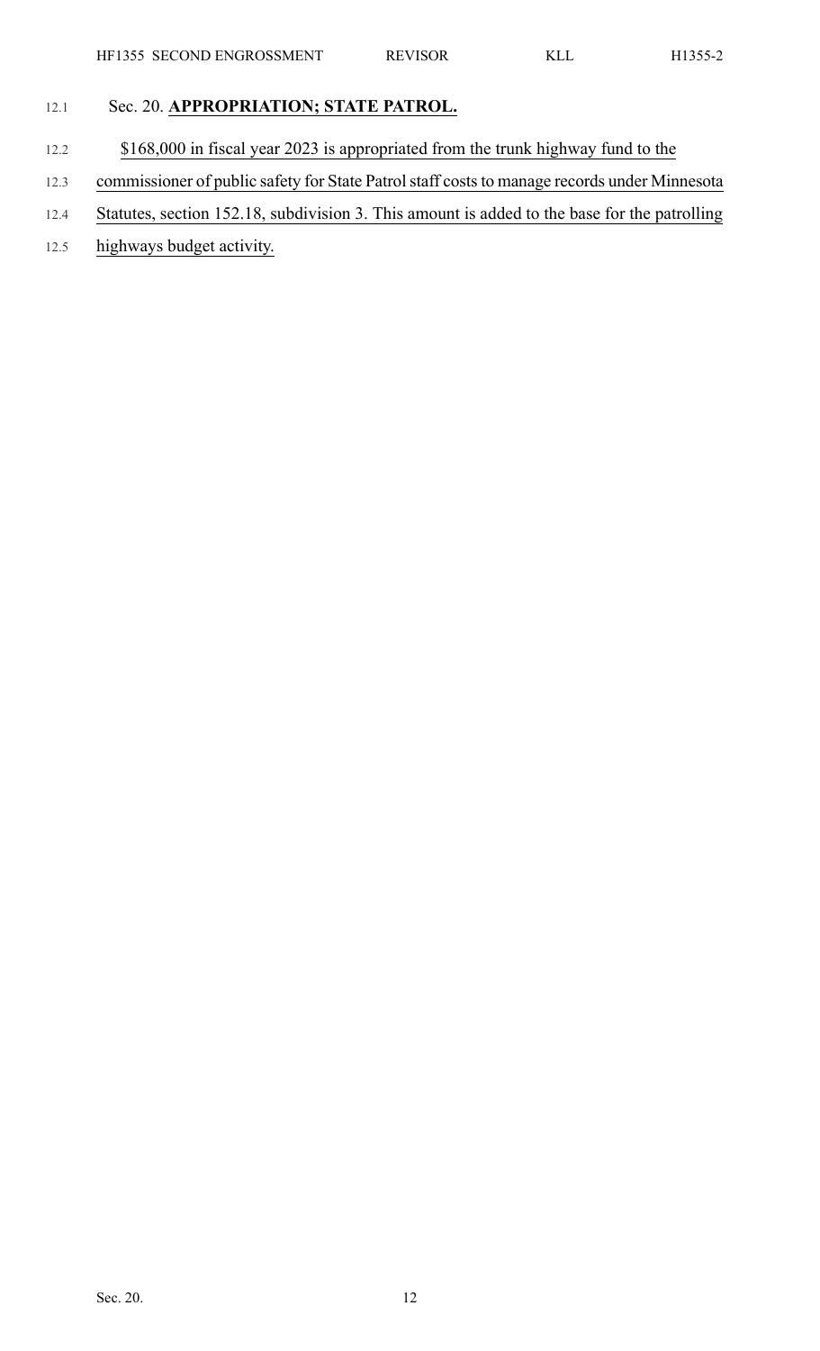Sec. 20. **APPROPRIATION; STATE PATROL.**

$168,000 in fiscal year 2023 is appropriated from the trunk highway fund to the commissioner of public safety for State Patrol staff costs to manage records under Minnesota Statutes, section 152.18, subdivision 3. This amount is added to the base for the patrolling highways budget activity.